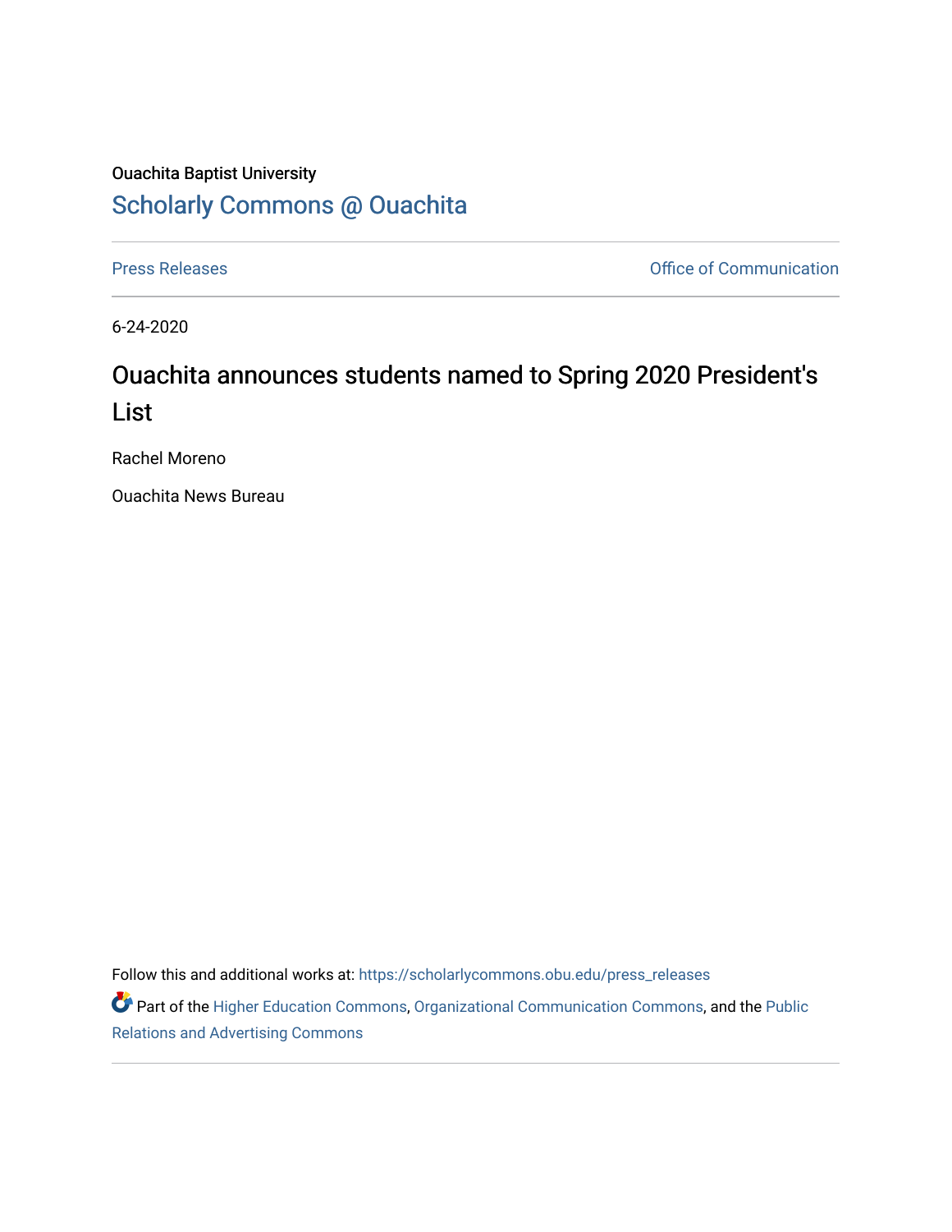Ouachita Baptist University

## Scholarly Commons @ Ouachita

Press Releases | Office of Communication

6-24-2020

# Ouachita announces students named to Spring 2020 President's List

Rachel Moreno

Ouachita News Bureau

Follow this and additional works at: https://scholarlycommons.obu.edu/press_releases

Part of the Higher Education Commons, Organizational Communication Commons, and the Public Relations and Advertising Commons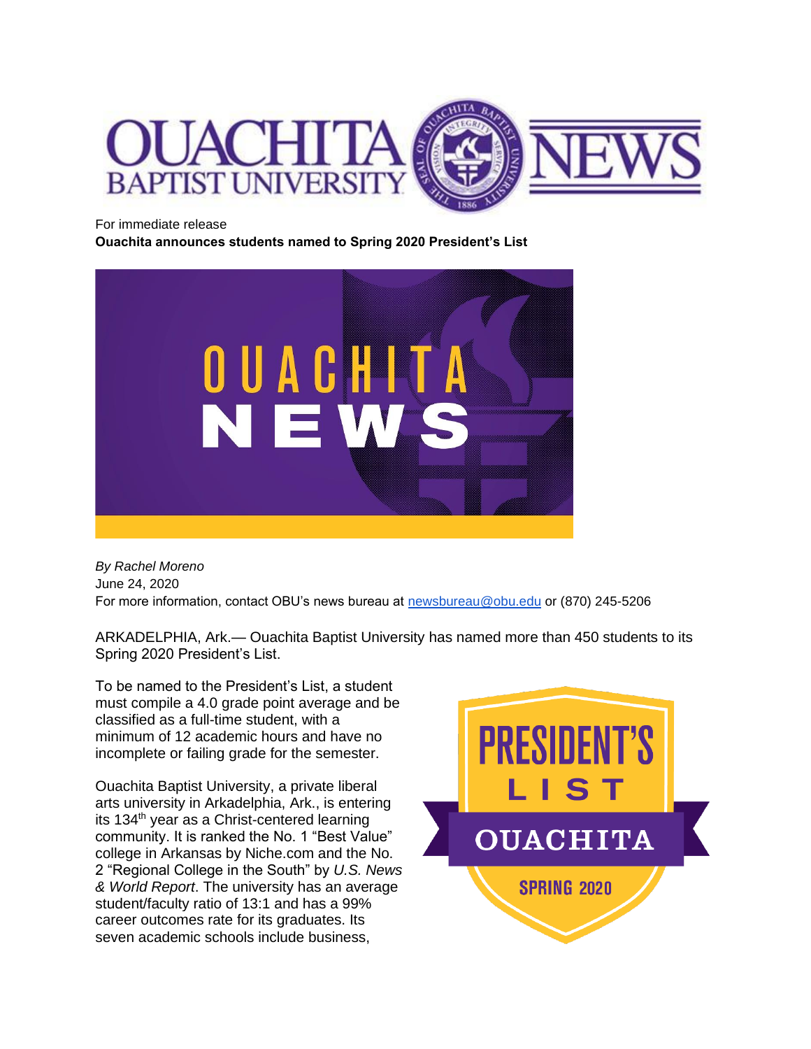For immediate release

**Ouachita announces students named to Spring 2020 President's List**

*By Rachel Moreno*
June 24, 2020
For more information, contact OBU's news bureau at newsbureau@obu.edu or (870) 245-5206

ARKADELPHIA, Ark.— Ouachita Baptist University has named more than 450 students to its Spring 2020 President's List.

To be named to the President's List, a student must compile a 4.0 grade point average and be classified as a full-time student, with a minimum of 12 academic hours and have no incomplete or failing grade for the semester.

Ouachita Baptist University, a private liberal arts university in Arkadelphia, Ark., is entering its 134th year as a Christ-centered learning community. It is ranked the No. 1 "Best Value" college in Arkansas by Niche.com and the No. 2 "Regional College in the South" by *U.S. News & World Report*. The university has an average student/faculty ratio of 13:1 and has a 99% career outcomes rate for its graduates. Its seven academic schools include business,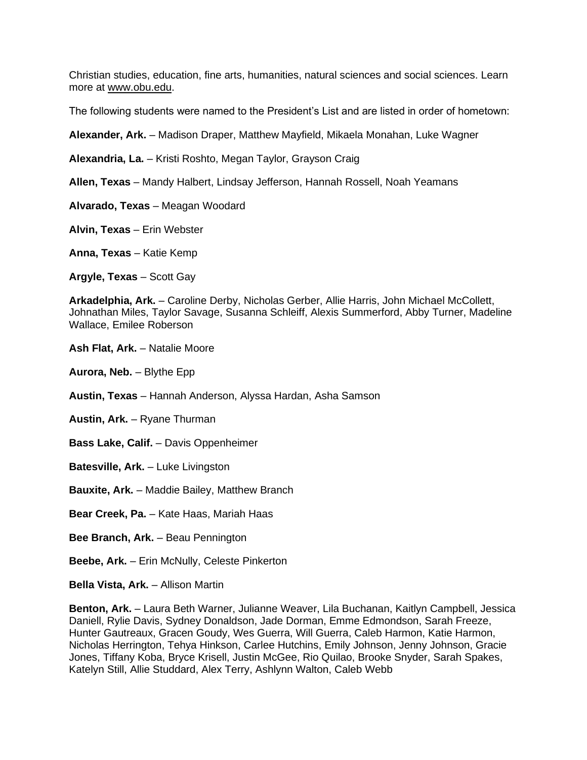Christian studies, education, fine arts, humanities, natural sciences and social sciences. Learn more at www.obu.edu.

The following students were named to the President's List and are listed in order of hometown:

**Alexander, Ark.** – Madison Draper, Matthew Mayfield, Mikaela Monahan, Luke Wagner

**Alexandria, La.** – Kristi Roshto, Megan Taylor, Grayson Craig

**Allen, Texas** – Mandy Halbert, Lindsay Jefferson, Hannah Rossell, Noah Yeamans

**Alvarado, Texas** – Meagan Woodard

**Alvin, Texas** – Erin Webster

**Anna, Texas** – Katie Kemp

**Argyle, Texas** – Scott Gay

**Arkadelphia, Ark.** – Caroline Derby, Nicholas Gerber, Allie Harris, John Michael McCollett, Johnathan Miles, Taylor Savage, Susanna Schleiff, Alexis Summerford, Abby Turner, Madeline Wallace, Emilee Roberson

**Ash Flat, Ark.** – Natalie Moore

**Aurora, Neb.** – Blythe Epp

**Austin, Texas** – Hannah Anderson, Alyssa Hardan, Asha Samson

**Austin, Ark.** – Ryane Thurman

**Bass Lake, Calif.** – Davis Oppenheimer

**Batesville, Ark.** – Luke Livingston

**Bauxite, Ark.** – Maddie Bailey, Matthew Branch

**Bear Creek, Pa.** – Kate Haas, Mariah Haas

**Bee Branch, Ark.** – Beau Pennington

**Beebe, Ark.** – Erin McNully, Celeste Pinkerton

**Bella Vista, Ark.** – Allison Martin

**Benton, Ark.** – Laura Beth Warner, Julianne Weaver, Lila Buchanan, Kaitlyn Campbell, Jessica Daniell, Rylie Davis, Sydney Donaldson, Jade Dorman, Emme Edmondson, Sarah Freeze, Hunter Gautreaux, Gracen Goudy, Wes Guerra, Will Guerra, Caleb Harmon, Katie Harmon, Nicholas Herrington, Tehya Hinkson, Carlee Hutchins, Emily Johnson, Jenny Johnson, Gracie Jones, Tiffany Koba, Bryce Krisell, Justin McGee, Rio Quilao, Brooke Snyder, Sarah Spakes, Katelyn Still, Allie Studdard, Alex Terry, Ashlynn Walton, Caleb Webb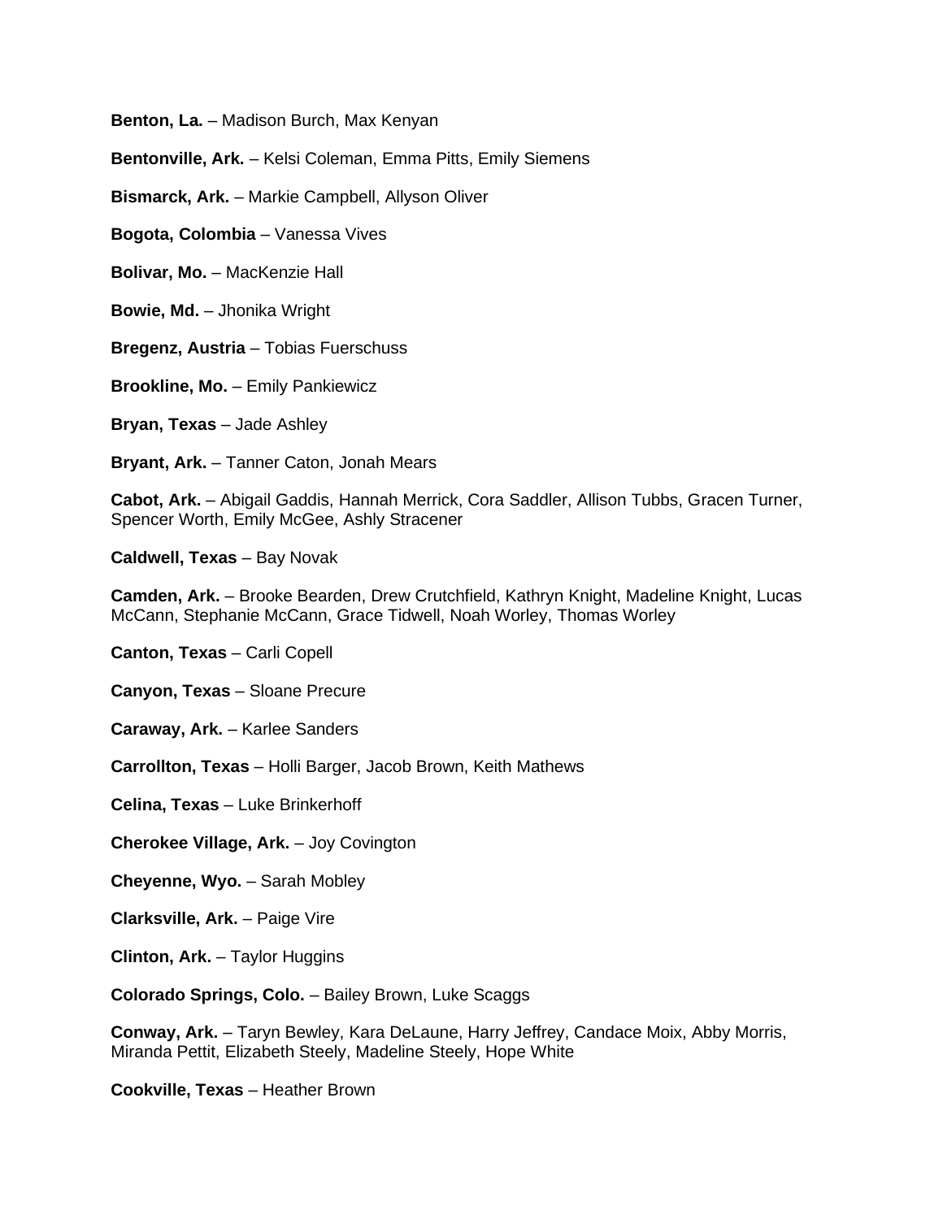**Benton, La.** – Madison Burch, Max Kenyan

**Bentonville, Ark.** – Kelsi Coleman, Emma Pitts, Emily Siemens

**Bismarck, Ark.** – Markie Campbell, Allyson Oliver

**Bogota, Colombia** – Vanessa Vives

**Bolivar, Mo.** – MacKenzie Hall

**Bowie, Md.** – Jhonika Wright

**Bregenz, Austria** – Tobias Fuerschuss

**Brookline, Mo.** – Emily Pankiewicz

**Bryan, Texas** – Jade Ashley

**Bryant, Ark.** – Tanner Caton, Jonah Mears

**Cabot, Ark.** – Abigail Gaddis, Hannah Merrick, Cora Saddler, Allison Tubbs, Gracen Turner, Spencer Worth, Emily McGee, Ashly Stracener

**Caldwell, Texas** – Bay Novak

**Camden, Ark.** – Brooke Bearden, Drew Crutchfield, Kathryn Knight, Madeline Knight, Lucas McCann, Stephanie McCann, Grace Tidwell, Noah Worley, Thomas Worley

**Canton, Texas** – Carli Copell

**Canyon, Texas** – Sloane Precure

**Caraway, Ark.** – Karlee Sanders

**Carrollton, Texas** – Holli Barger, Jacob Brown, Keith Mathews

**Celina, Texas** – Luke Brinkerhoff

**Cherokee Village, Ark.** – Joy Covington

**Cheyenne, Wyo.** – Sarah Mobley

**Clarksville, Ark.** – Paige Vire

**Clinton, Ark.** – Taylor Huggins

**Colorado Springs, Colo.** – Bailey Brown, Luke Scaggs

**Conway, Ark.** – Taryn Bewley, Kara DeLaune, Harry Jeffrey, Candace Moix, Abby Morris, Miranda Pettit, Elizabeth Steely, Madeline Steely, Hope White

**Cookville, Texas** – Heather Brown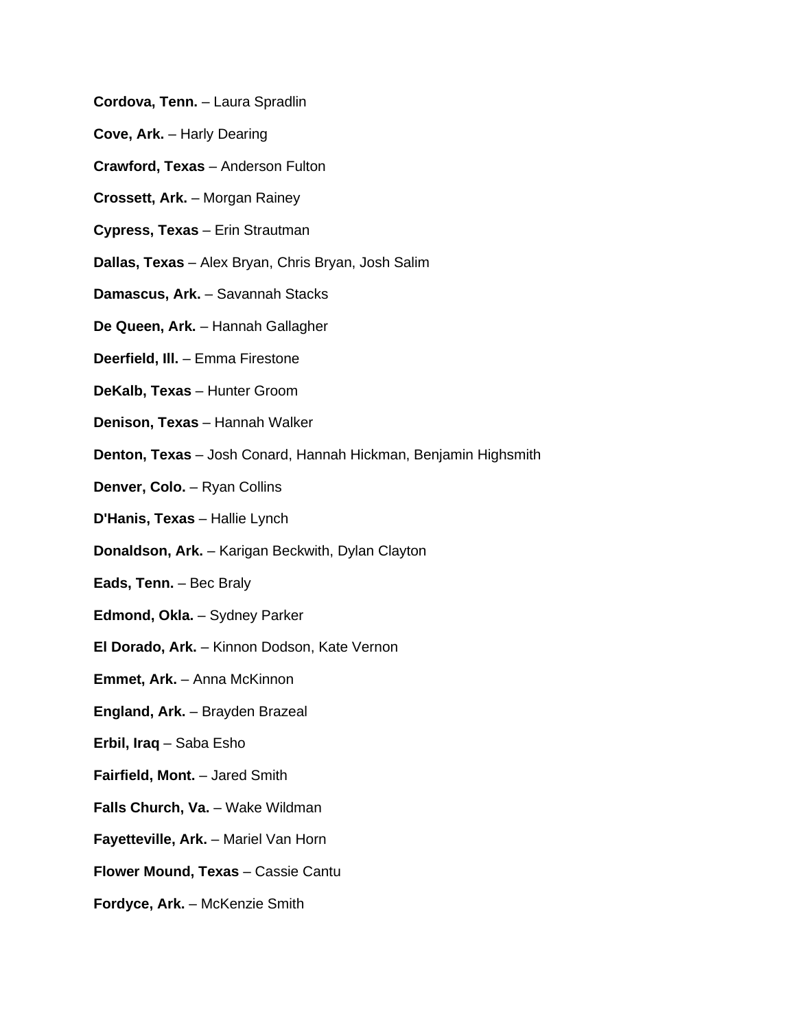**Cordova, Tenn.** – Laura Spradlin

**Cove, Ark.** – Harly Dearing

**Crawford, Texas** – Anderson Fulton

**Crossett, Ark.** – Morgan Rainey

**Cypress, Texas** – Erin Strautman

**Dallas, Texas** – Alex Bryan, Chris Bryan, Josh Salim

**Damascus, Ark.** – Savannah Stacks

**De Queen, Ark.** – Hannah Gallagher

**Deerfield, Ill.** – Emma Firestone

**DeKalb, Texas** – Hunter Groom

**Denison, Texas** – Hannah Walker

**Denton, Texas** – Josh Conard, Hannah Hickman, Benjamin Highsmith

**Denver, Colo.** – Ryan Collins

**D'Hanis, Texas** – Hallie Lynch

**Donaldson, Ark.** – Karigan Beckwith, Dylan Clayton

**Eads, Tenn.** – Bec Braly

**Edmond, Okla.** – Sydney Parker

**El Dorado, Ark.** – Kinnon Dodson, Kate Vernon

**Emmet, Ark.** – Anna McKinnon

**England, Ark.** – Brayden Brazeal

**Erbil, Iraq** – Saba Esho

**Fairfield, Mont.** – Jared Smith

**Falls Church, Va.** – Wake Wildman

**Fayetteville, Ark.** – Mariel Van Horn

**Flower Mound, Texas** – Cassie Cantu

**Fordyce, Ark.** – McKenzie Smith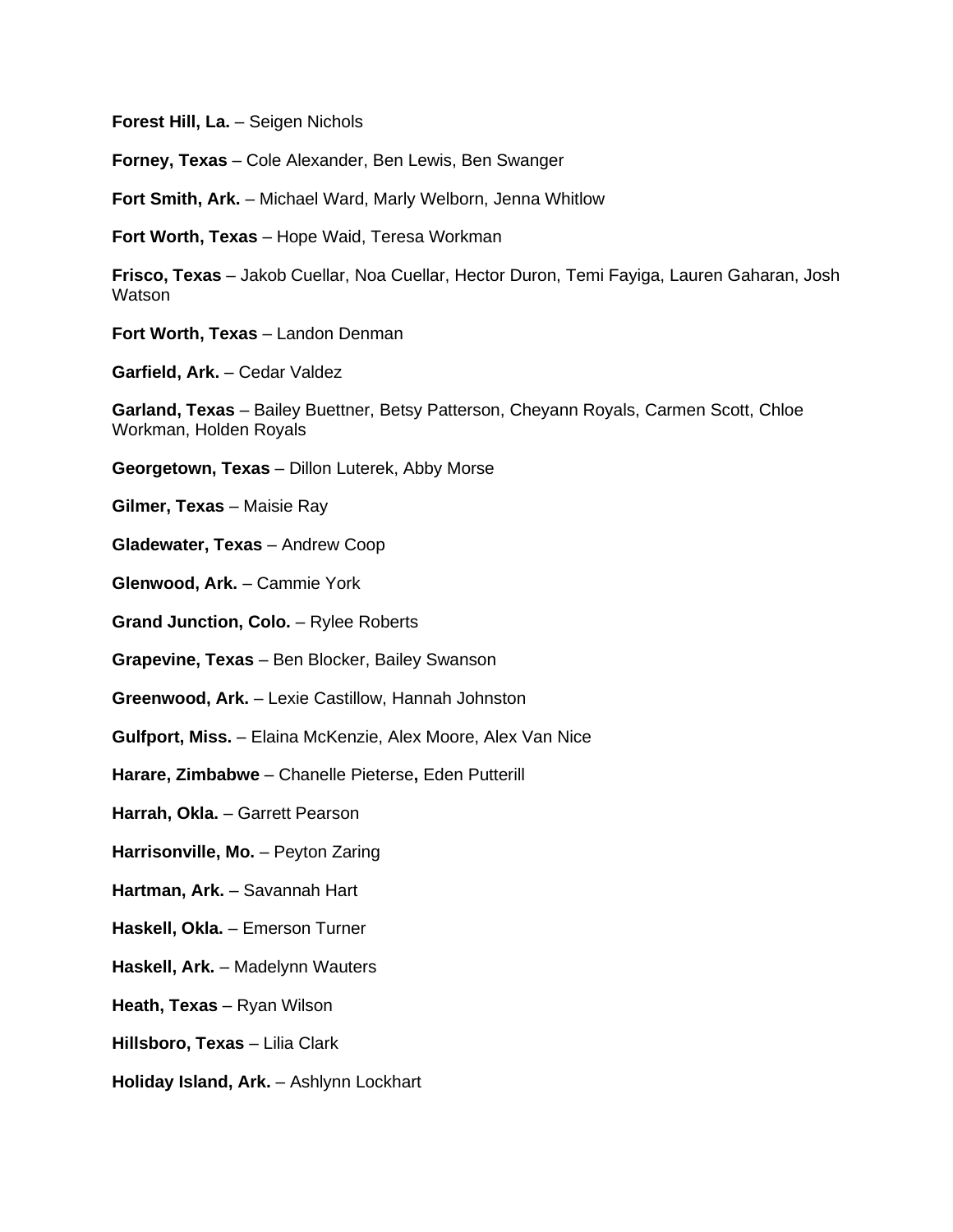**Forest Hill, La.** – Seigen Nichols

**Forney, Texas** – Cole Alexander, Ben Lewis, Ben Swanger

**Fort Smith, Ark.** – Michael Ward, Marly Welborn, Jenna Whitlow

**Fort Worth, Texas** – Hope Waid, Teresa Workman

**Frisco, Texas** – Jakob Cuellar, Noa Cuellar, Hector Duron, Temi Fayiga, Lauren Gaharan, Josh Watson

**Fort Worth, Texas** – Landon Denman

**Garfield, Ark.** – Cedar Valdez

**Garland, Texas** – Bailey Buettner, Betsy Patterson, Cheyann Royals, Carmen Scott, Chloe Workman, Holden Royals

**Georgetown, Texas** – Dillon Luterek, Abby Morse

**Gilmer, Texas** – Maisie Ray

**Gladewater, Texas** – Andrew Coop

**Glenwood, Ark.** – Cammie York

**Grand Junction, Colo.** – Rylee Roberts

**Grapevine, Texas** – Ben Blocker, Bailey Swanson

**Greenwood, Ark.** – Lexie Castillow, Hannah Johnston

**Gulfport, Miss.** – Elaina McKenzie, Alex Moore, Alex Van Nice

**Harare, Zimbabwe** – Chanelle Pieterse**,** Eden Putterill

**Harrah, Okla.** – Garrett Pearson

**Harrisonville, Mo.** – Peyton Zaring

**Hartman, Ark.** – Savannah Hart

**Haskell, Okla.** – Emerson Turner

**Haskell, Ark.** – Madelynn Wauters

**Heath, Texas** – Ryan Wilson

**Hillsboro, Texas** – Lilia Clark

**Holiday Island, Ark.** – Ashlynn Lockhart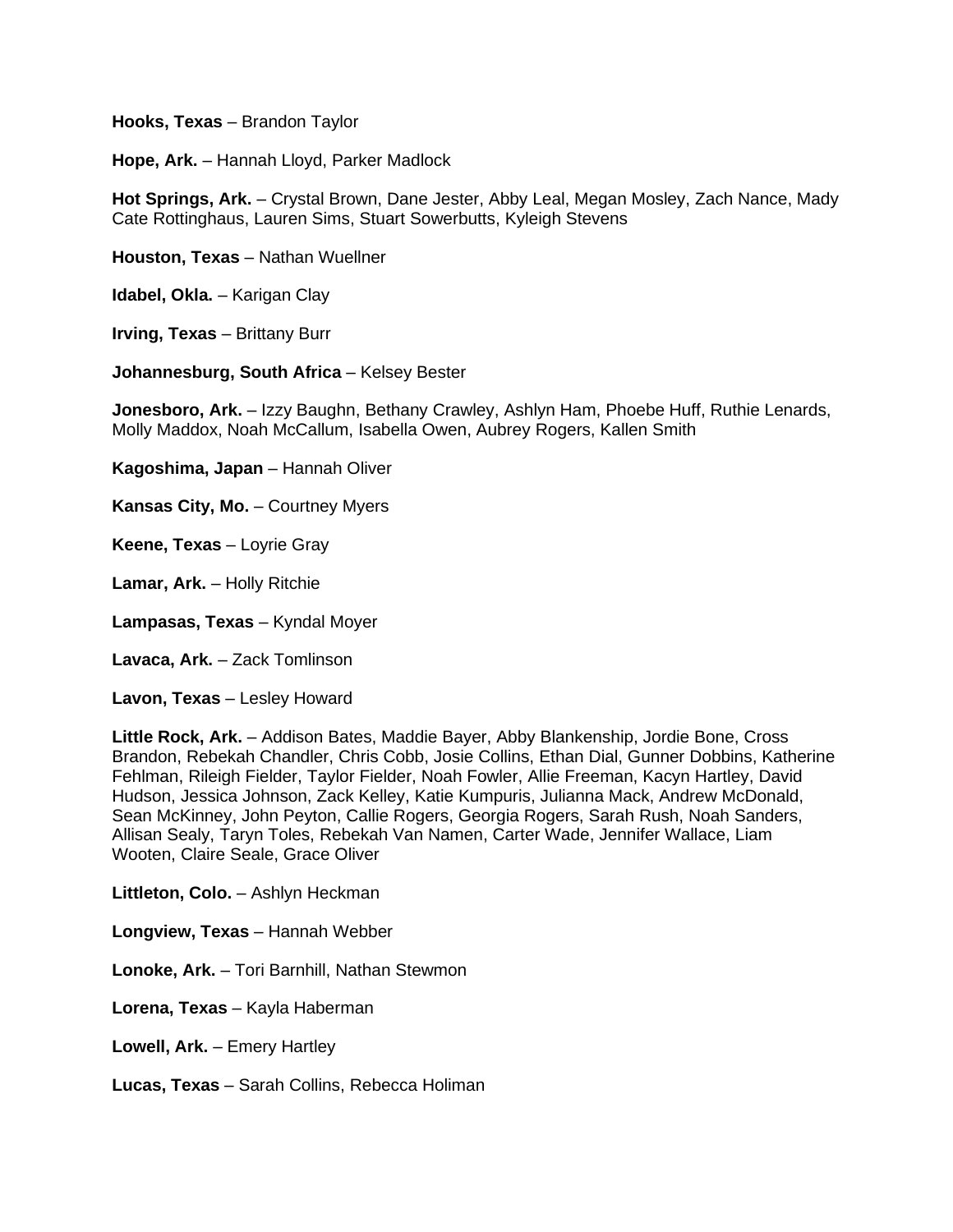**Hooks, Texas** – Brandon Taylor

**Hope, Ark.** – Hannah Lloyd, Parker Madlock

**Hot Springs, Ark.** – Crystal Brown, Dane Jester, Abby Leal, Megan Mosley, Zach Nance, Mady Cate Rottinghaus, Lauren Sims, Stuart Sowerbutts, Kyleigh Stevens

**Houston, Texas** – Nathan Wuellner

**Idabel, Okla.** – Karigan Clay

**Irving, Texas** – Brittany Burr

**Johannesburg, South Africa** – Kelsey Bester

**Jonesboro, Ark.** – Izzy Baughn, Bethany Crawley, Ashlyn Ham, Phoebe Huff, Ruthie Lenards, Molly Maddox, Noah McCallum, Isabella Owen, Aubrey Rogers, Kallen Smith

**Kagoshima, Japan** – Hannah Oliver

**Kansas City, Mo.** – Courtney Myers

**Keene, Texas** – Loyrie Gray

**Lamar, Ark.** – Holly Ritchie

**Lampasas, Texas** – Kyndal Moyer

**Lavaca, Ark.** – Zack Tomlinson

**Lavon, Texas** – Lesley Howard

**Little Rock, Ark.** – Addison Bates, Maddie Bayer, Abby Blankenship, Jordie Bone, Cross Brandon, Rebekah Chandler, Chris Cobb, Josie Collins, Ethan Dial, Gunner Dobbins, Katherine Fehlman, Rileigh Fielder, Taylor Fielder, Noah Fowler, Allie Freeman, Kacyn Hartley, David Hudson, Jessica Johnson, Zack Kelley, Katie Kumpuris, Julianna Mack, Andrew McDonald, Sean McKinney, John Peyton, Callie Rogers, Georgia Rogers, Sarah Rush, Noah Sanders, Allisan Sealy, Taryn Toles, Rebekah Van Namen, Carter Wade, Jennifer Wallace, Liam Wooten, Claire Seale, Grace Oliver

**Littleton, Colo.** – Ashlyn Heckman

**Longview, Texas** – Hannah Webber

**Lonoke, Ark.** – Tori Barnhill, Nathan Stewmon

**Lorena, Texas** – Kayla Haberman

**Lowell, Ark.** – Emery Hartley

**Lucas, Texas** – Sarah Collins, Rebecca Holiman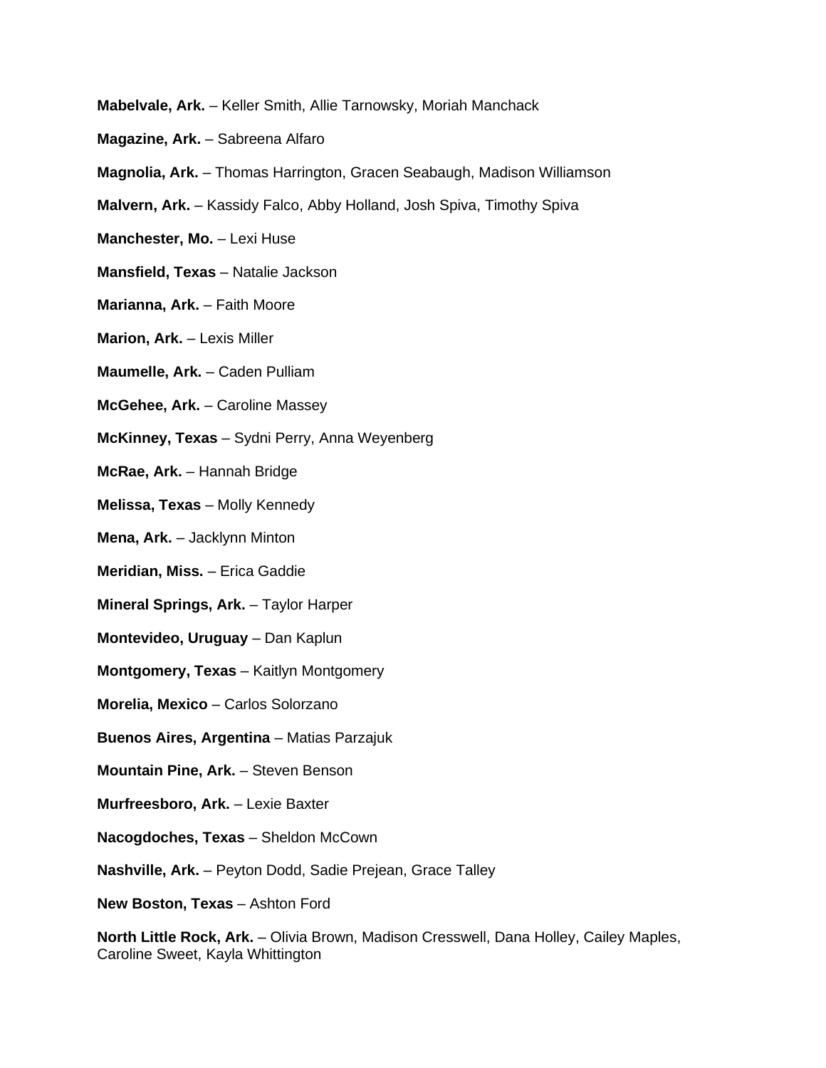**Mabelvale, Ark.** – Keller Smith, Allie Tarnowsky, Moriah Manchack

**Magazine, Ark.** – Sabreena Alfaro

**Magnolia, Ark.** – Thomas Harrington, Gracen Seabaugh, Madison Williamson

**Malvern, Ark.** – Kassidy Falco, Abby Holland, Josh Spiva, Timothy Spiva

**Manchester, Mo.** – Lexi Huse

**Mansfield, Texas** – Natalie Jackson

**Marianna, Ark.** – Faith Moore

**Marion, Ark.** – Lexis Miller

**Maumelle, Ark.** – Caden Pulliam

**McGehee, Ark.** – Caroline Massey

**McKinney, Texas** – Sydni Perry, Anna Weyenberg

**McRae, Ark.** – Hannah Bridge

**Melissa, Texas** – Molly Kennedy

**Mena, Ark.** – Jacklynn Minton

**Meridian, Miss.** – Erica Gaddie

**Mineral Springs, Ark.** – Taylor Harper

**Montevideo, Uruguay** – Dan Kaplun

**Montgomery, Texas** – Kaitlyn Montgomery

**Morelia, Mexico** – Carlos Solorzano

**Buenos Aires, Argentina** – Matias Parzajuk

**Mountain Pine, Ark.** – Steven Benson

**Murfreesboro, Ark.** – Lexie Baxter

**Nacogdoches, Texas** – Sheldon McCown

**Nashville, Ark.** – Peyton Dodd, Sadie Prejean, Grace Talley

**New Boston, Texas** – Ashton Ford

**North Little Rock, Ark.** – Olivia Brown, Madison Cresswell, Dana Holley, Cailey Maples, Caroline Sweet, Kayla Whittington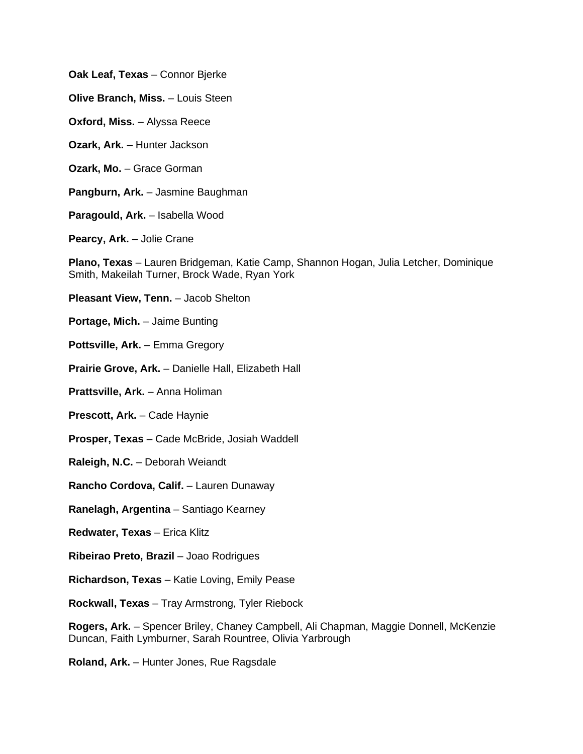**Oak Leaf, Texas** – Connor Bjerke

**Olive Branch, Miss.** – Louis Steen

**Oxford, Miss.** – Alyssa Reece

**Ozark, Ark.** – Hunter Jackson

**Ozark, Mo.** – Grace Gorman

**Pangburn, Ark.** – Jasmine Baughman

**Paragould, Ark.** – Isabella Wood

**Pearcy, Ark.** – Jolie Crane

**Plano, Texas** – Lauren Bridgeman, Katie Camp, Shannon Hogan, Julia Letcher, Dominique Smith, Makeilah Turner, Brock Wade, Ryan York

**Pleasant View, Tenn.** – Jacob Shelton

**Portage, Mich.** – Jaime Bunting

**Pottsville, Ark.** – Emma Gregory

**Prairie Grove, Ark.** – Danielle Hall, Elizabeth Hall

**Prattsville, Ark.** – Anna Holiman

**Prescott, Ark.** – Cade Haynie

**Prosper, Texas** – Cade McBride, Josiah Waddell

**Raleigh, N.C.** – Deborah Weiandt

**Rancho Cordova, Calif.** – Lauren Dunaway

**Ranelagh, Argentina** – Santiago Kearney

**Redwater, Texas** – Erica Klitz

**Ribeirao Preto, Brazil** – Joao Rodrigues

**Richardson, Texas** – Katie Loving, Emily Pease

**Rockwall, Texas** – Tray Armstrong, Tyler Riebock

**Rogers, Ark.** – Spencer Briley, Chaney Campbell, Ali Chapman, Maggie Donnell, McKenzie Duncan, Faith Lymburner, Sarah Rountree, Olivia Yarbrough

**Roland, Ark.** – Hunter Jones, Rue Ragsdale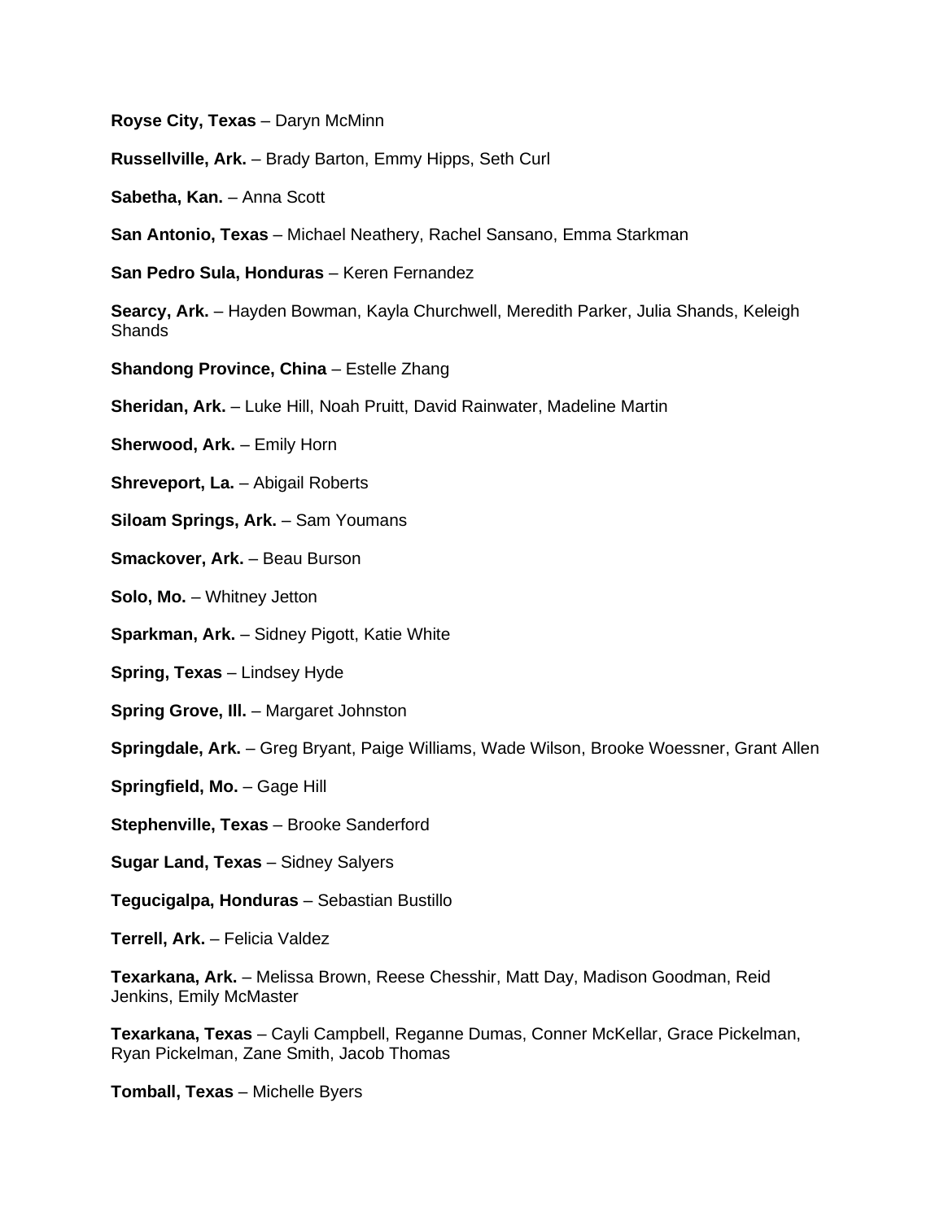**Royse City, Texas** – Daryn McMinn

**Russellville, Ark.** – Brady Barton, Emmy Hipps, Seth Curl

**Sabetha, Kan.** – Anna Scott

**San Antonio, Texas** – Michael Neathery, Rachel Sansano, Emma Starkman

**San Pedro Sula, Honduras** – Keren Fernandez

**Searcy, Ark.** – Hayden Bowman, Kayla Churchwell, Meredith Parker, Julia Shands, Keleigh Shands

**Shandong Province, China** – Estelle Zhang

**Sheridan, Ark.** – Luke Hill, Noah Pruitt, David Rainwater, Madeline Martin

**Sherwood, Ark.** – Emily Horn

**Shreveport, La.** – Abigail Roberts

**Siloam Springs, Ark.** – Sam Youmans

**Smackover, Ark.** – Beau Burson

**Solo, Mo.** – Whitney Jetton

**Sparkman, Ark.** – Sidney Pigott, Katie White

**Spring, Texas** – Lindsey Hyde

**Spring Grove, Ill.** – Margaret Johnston

**Springdale, Ark.** – Greg Bryant, Paige Williams, Wade Wilson, Brooke Woessner, Grant Allen

**Springfield, Mo.** – Gage Hill

**Stephenville, Texas** – Brooke Sanderford

**Sugar Land, Texas** – Sidney Salyers

**Tegucigalpa, Honduras** – Sebastian Bustillo

**Terrell, Ark.** – Felicia Valdez

**Texarkana, Ark.** – Melissa Brown, Reese Chesshir, Matt Day, Madison Goodman, Reid Jenkins, Emily McMaster

**Texarkana, Texas** – Cayli Campbell, Reganne Dumas, Conner McKellar, Grace Pickelman, Ryan Pickelman, Zane Smith, Jacob Thomas

**Tomball, Texas** – Michelle Byers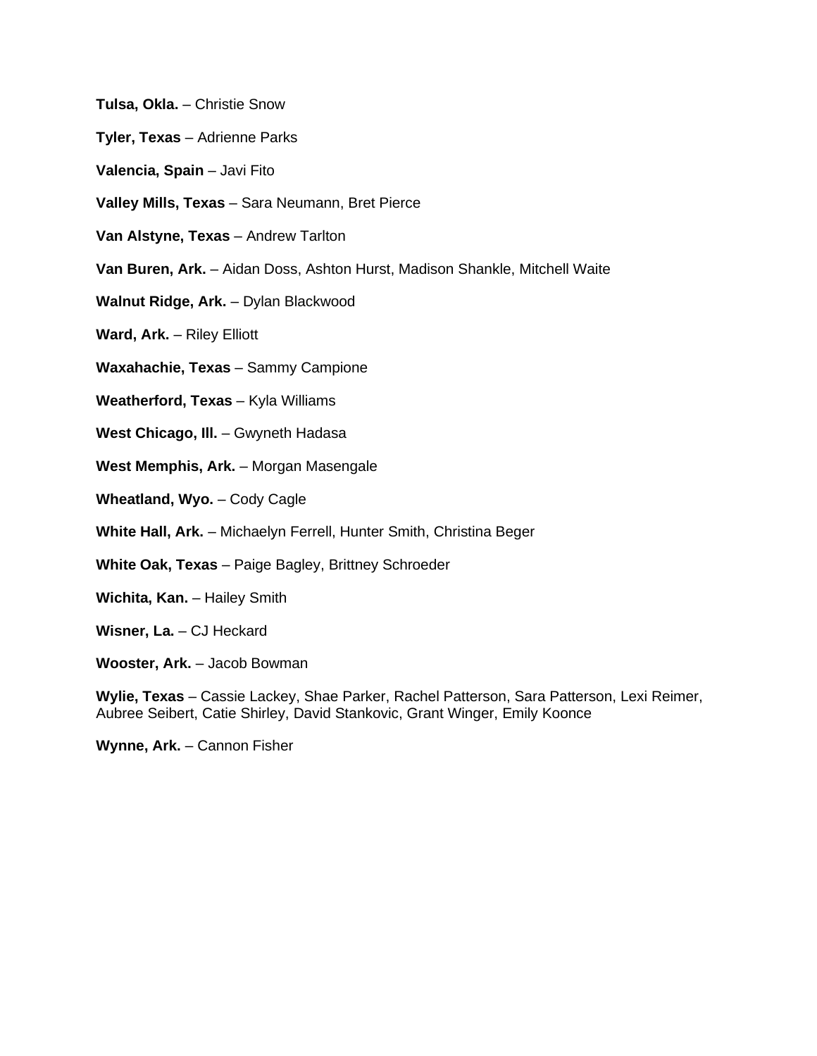**Tulsa, Okla.** – Christie Snow

**Tyler, Texas** – Adrienne Parks

**Valencia, Spain** – Javi Fito

**Valley Mills, Texas** – Sara Neumann, Bret Pierce

**Van Alstyne, Texas** – Andrew Tarlton

**Van Buren, Ark.** – Aidan Doss, Ashton Hurst, Madison Shankle, Mitchell Waite

**Walnut Ridge, Ark.** – Dylan Blackwood

**Ward, Ark.** – Riley Elliott

**Waxahachie, Texas** – Sammy Campione

**Weatherford, Texas** – Kyla Williams

**West Chicago, Ill.** – Gwyneth Hadasa

**West Memphis, Ark.** – Morgan Masengale

**Wheatland, Wyo.** – Cody Cagle

**White Hall, Ark.** – Michaelyn Ferrell, Hunter Smith, Christina Beger

**White Oak, Texas** – Paige Bagley, Brittney Schroeder

**Wichita, Kan.** – Hailey Smith

**Wisner, La.** – CJ Heckard

**Wooster, Ark.** – Jacob Bowman

**Wylie, Texas** – Cassie Lackey, Shae Parker, Rachel Patterson, Sara Patterson, Lexi Reimer, Aubree Seibert, Catie Shirley, David Stankovic, Grant Winger, Emily Koonce

**Wynne, Ark.** – Cannon Fisher